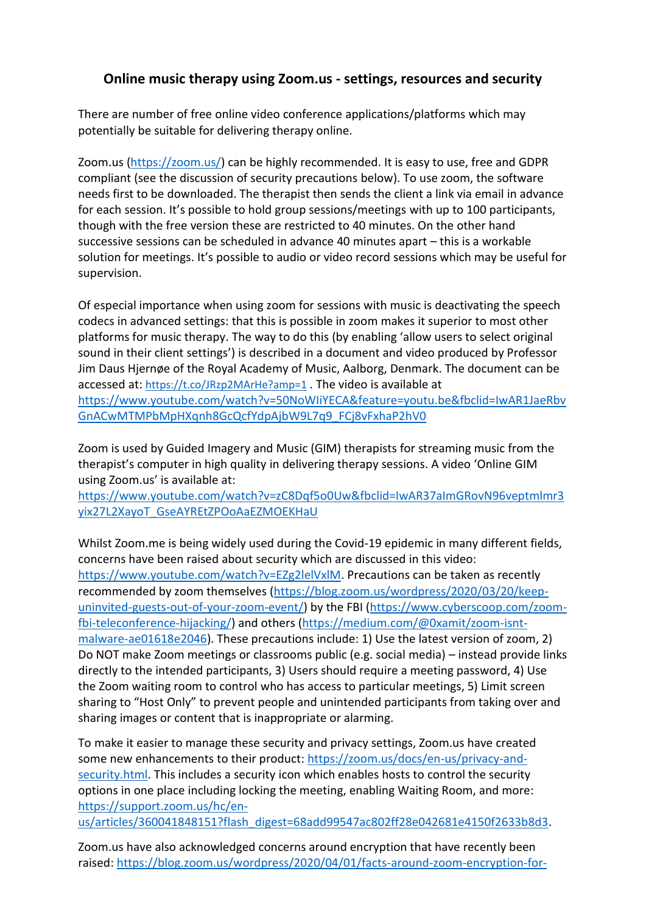# Online music therapy using Zoom.us - settings, resources and security

There are number of free online video conference applications/platforms which may potentially be suitable for delivering therapy online.

Zoom.us (https://zoom.us/) can be highly recommended. It is easy to use, free and GDPR compliant (see the discussion of security precautions below). To use zoom, the software needs first to be downloaded. The therapist then sends the client a link via email in advance for each session. It's possible to hold group sessions/meetings with up to 100 participants, though with the free version these are restricted to 40 minutes. On the other hand successive sessions can be scheduled in advance 40 minutes apart – this is a workable solution for meetings. It's possible to audio or video record sessions which may be useful for supervision.

Of especial importance when using zoom for sessions with music is deactivating the speech codecs in advanced settings: that this is possible in zoom makes it superior to most other platforms for music therapy. The way to do this (by enabling 'allow users to select original sound in their client settings') is described in a document and video produced by Professor Jim Daus Hjernøe of the Royal Academy of Music, Aalborg, Denmark. The document can be accessed at: https://t.co/JRzp2MArHe?amp=1 . The video is available at https://www.youtube.com/watch?v=50NoWIiYECA&feature=youtu.be&fbclid=IwAR1JaeRbvGnACwMTMPbMpHXqnh8GcQcfYdpAjbW9L7q9_FCj8vFxhaP2hV0

Zoom is used by Guided Imagery and Music (GIM) therapists for streaming music from the therapist's computer in high quality in delivering therapy sessions. A video 'Online GIM using Zoom.us' is available at: https://www.youtube.com/watch?v=zC8Dqf5o0Uw&fbclid=IwAR37aImGRovN96veptmlmr3yix27L2XayoT_GseAYREtZPOoAaEZMOEKHaU

Whilst Zoom.me is being widely used during the Covid-19 epidemic in many different fields, concerns have been raised about security which are discussed in this video: https://www.youtube.com/watch?v=EZg2lelVxlM. Precautions can be taken as recently recommended by zoom themselves (https://blog.zoom.us/wordpress/2020/03/20/keep-uninvited-guests-out-of-your-zoom-event/) by the FBI (https://www.cyberscoop.com/zoom-fbi-teleconference-hijacking/) and others (https://medium.com/@0xamit/zoom-isnt-malware-ae01618e2046). These precautions include: 1) Use the latest version of zoom, 2) Do NOT make Zoom meetings or classrooms public (e.g. social media) – instead provide links directly to the intended participants, 3) Users should require a meeting password, 4) Use the Zoom waiting room to control who has access to particular meetings, 5) Limit screen sharing to "Host Only" to prevent people and unintended participants from taking over and sharing images or content that is inappropriate or alarming.

To make it easier to manage these security and privacy settings, Zoom.us have created some new enhancements to their product: https://zoom.us/docs/en-us/privacy-and-security.html. This includes a security icon which enables hosts to control the security options in one place including locking the meeting, enabling Waiting Room, and more: https://support.zoom.us/hc/en-us/articles/360041848151?flash_digest=68add99547ac802ff28e042681e4150f2633b8d3.

Zoom.us have also acknowledged concerns around encryption that have recently been raised: https://blog.zoom.us/wordpress/2020/04/01/facts-around-zoom-encryption-for-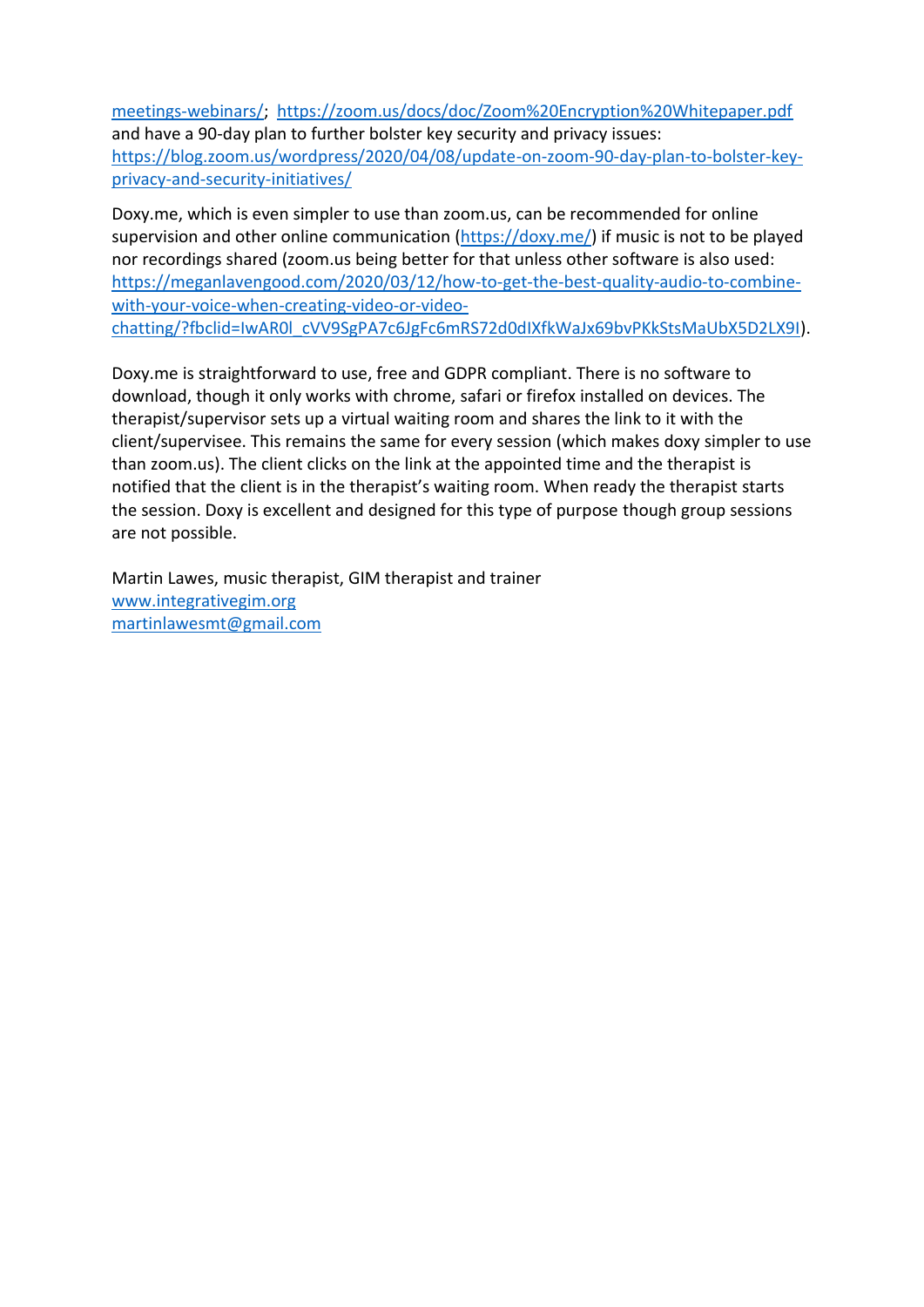meetings-webinars/; https://zoom.us/docs/doc/Zoom%20Encryption%20Whitepaper.pdf and have a 90-day plan to further bolster key security and privacy issues: https://blog.zoom.us/wordpress/2020/04/08/update-on-zoom-90-day-plan-to-bolster-key-privacy-and-security-initiatives/

Doxy.me, which is even simpler to use than zoom.us, can be recommended for online supervision and other online communication (https://doxy.me/) if music is not to be played nor recordings shared (zoom.us being better for that unless other software is also used: https://meganlavengood.com/2020/03/12/how-to-get-the-best-quality-audio-to-combine-with-your-voice-when-creating-video-or-video-chatting/?fbclid=IwAR0l_cVV9SgPA7c6JgFc6mRS72d0dIXfkWaJx69bvPKkStsMaUbX5D2LX9I).

Doxy.me is straightforward to use, free and GDPR compliant. There is no software to download, though it only works with chrome, safari or firefox installed on devices. The therapist/supervisor sets up a virtual waiting room and shares the link to it with the client/supervisee. This remains the same for every session (which makes doxy simpler to use than zoom.us). The client clicks on the link at the appointed time and the therapist is notified that the client is in the therapist's waiting room. When ready the therapist starts the session. Doxy is excellent and designed for this type of purpose though group sessions are not possible.

Martin Lawes, music therapist, GIM therapist and trainer
www.integrativegim.org
martinlawesmt@gmail.com